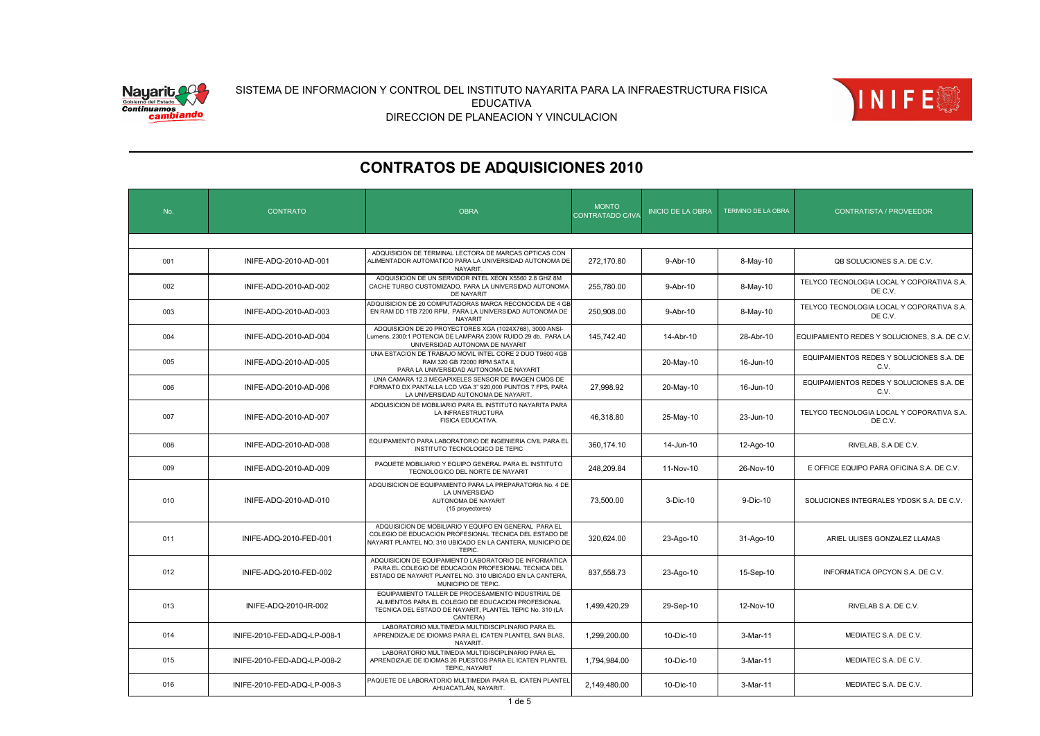SISTEMA DE INFORMACION Y CONTROL DEL INSTITUTO NAYARITA PARA LA INFRAESTRUCTURA FISICA EDUCATIVA

DIRECCION DE PLANEACION Y VINCULACION

# CONTRATOS DE ADQUISICIONES 2010

| No. | CONTRATO | OBRA | MONTO CONTRATADO C/IVA | INICIO DE LA OBRA | TERMINO DE LA OBRA | CONTRATISTA / PROVEEDOR |
|---|---|---|---|---|---|---|
| 001 | INIFE-ADQ-2010-AD-001 | ADQUISICION DE TERMINAL LECTORA DE MARCAS OPTICAS CON ALIMENTADOR AUTOMATICO PARA LA UNIVERSIDAD AUTONOMA DE NAYARIT. | 272,170.80 | 9-Abr-10 | 8-May-10 | QB SOLUCIONES S.A. DE C.V. |
| 002 | INIFE-ADQ-2010-AD-002 | ADQUISICION DE UN SERVIDOR INTEL XEON X5560 2.8 GHZ 8M CACHE TURBO CUSTOMIZADO, PARA LA UNIVERSIDAD AUTONOMA DE NAYARIT | 255,780.00 | 9-Abr-10 | 8-May-10 | TELYCO TECNOLOGIA LOCAL Y COPORATIVA S.A. DE C.V. |
| 003 | INIFE-ADQ-2010-AD-003 | ADQUISICION DE 20 COMPUTADORAS MARCA RECONOCIDA DE 4 GB EN RAM DD 1TB 7200 RPM, PARA LA UNIVERSIDAD AUTONOMA DE NAYARIT | 250,908.00 | 9-Abr-10 | 8-May-10 | TELYCO TECNOLOGIA LOCAL Y COPORATIVA S.A. DE C.V. |
| 004 | INIFE-ADQ-2010-AD-004 | ADQUISICION DE 20 PROYECTORES XGA (1024X768), 3000 ANSI-Lumens, 2300:1 POTENCIA DE LAMPARA 230W RUIDO 29 db, PARA LA UNIVERSIDAD AUTONOMA DE NAYARIT | 145,742.40 | 14-Abr-10 | 28-Abr-10 | EQUIPAMIENTO REDES Y SOLUCIONES, S.A. DE C.V. |
| 005 | INIFE-ADQ-2010-AD-005 | UNA ESTACION DE TRABAJO MOVIL INTEL CORE 2 DUO T9600 4GB RAM 320 GB 72000 RPM SATA II, PARA LA UNIVERSIDAD AUTONOMA DE NAYARIT | | 20-May-10 | 16-Jun-10 | EQUIPAMIENTOS REDES Y SOLUCIONES S.A. DE C.V. |
| 006 | INIFE-ADQ-2010-AD-006 | UNA CAMARA 12.3 MEGAPIXELES SENSOR DE IMAGEN CMOS DE FORMATO DX PANTALLA LCD VGA 3" 920,000 PUNTOS 7 FPS, PARA LA UNIVERSIDAD AUTONOMA DE NAYARIT. | 27,998.92 | 20-May-10 | 16-Jun-10 | EQUIPAMIENTOS REDES Y SOLUCIONES S.A. DE C.V. |
| 007 | INIFE-ADQ-2010-AD-007 | ADQUISICION DE MOBILIARIO PARA EL INSTITUTO NAYARITA PARA LA INFRAESTRUCTURA FISICA EDUCATIVA. | 46,318.80 | 25-May-10 | 23-Jun-10 | TELYCO TECNOLOGIA LOCAL Y COPORATIVA S.A. DE C.V. |
| 008 | INIFE-ADQ-2010-AD-008 | EQUIPAMIENTO PARA LABORATORIO DE INGENIERIA CIVIL PARA EL INSTITUTO TECNOLOGICO DE TEPIC | 360,174.10 | 14-Jun-10 | 12-Ago-10 | RIVELAB, S.A DE C.V. |
| 009 | INIFE-ADQ-2010-AD-009 | PAQUETE MOBILIARIO Y EQUIPO GENERAL PARA EL INSTITUTO TECNOLOGICO DEL NORTE DE NAYARIT | 248,209.84 | 11-Nov-10 | 26-Nov-10 | E OFFICE EQUIPO PARA OFICINA S.A. DE C.V. |
| 010 | INIFE-ADQ-2010-AD-010 | ADQUISICION DE EQUIPAMIENTO PARA LA PREPARATORIA No. 4 DE LA UNIVERSIDAD AUTONOMA DE NAYARIT (15 proyectores) | 73,500.00 | 3-Dic-10 | 9-Dic-10 | SOLUCIONES INTEGRALES YDOSK S.A. DE C.V. |
| 011 | INIFE-ADQ-2010-FED-001 | ADQUISICION DE MOBILIARIO Y EQUIPO EN GENERAL PARA EL COLEGIO DE EDUCACION PROFESIONAL TECNICA DEL ESTADO DE NAYARIT PLANTEL NO. 310 UBICADO EN LA CANTERA, MUNICIPIO DE TEPIC. | 320,624.00 | 23-Ago-10 | 31-Ago-10 | ARIEL ULISES GONZALEZ LLAMAS |
| 012 | INIFE-ADQ-2010-FED-002 | ADQUISICION DE EQUIPAMIENTO LABORATORIO DE INFORMATICA PARA EL COLEGIO DE EDUCACION PROFESIONAL TECNICA DEL ESTADO DE NAYARIT PLANTEL NO. 310 UBICADO EN LA CANTERA, MUNICIPIO DE TEPIC. | 837,558.73 | 23-Ago-10 | 15-Sep-10 | INFORMATICA OPCYON S.A. DE C.V. |
| 013 | INIFE-ADQ-2010-IR-002 | EQUIPAMIENTO TALLER DE PROCESAMIENTO INDUSTRIAL DE ALIMENTOS PARA EL COLEGIO DE EDUCACION PROFESIONAL TECNICA DEL ESTADO DE NAYARIT, PLANTEL TEPIC No. 310 (LA CANTERA) | 1,499,420.29 | 29-Sep-10 | 12-Nov-10 | RIVELAB S.A. DE C.V. |
| 014 | INIFE-2010-FED-ADQ-LP-008-1 | LABORATORIO MULTIMEDIA MULTIDISCIPLINARIO PARA EL APRENDIZAJE DE IDIOMAS PARA EL ICATEN PLANTEL SAN BLAS, NAYARIT. | 1,299,200.00 | 10-Dic-10 | 3-Mar-11 | MEDIATEC S.A. DE C.V. |
| 015 | INIFE-2010-FED-ADQ-LP-008-2 | LABORATORIO MULTIMEDIA MULTIDISCIPLINARIO PARA EL APRENDIZAJE DE IDIOMAS 26 PUESTOS PARA EL ICATEN PLANTEL TEPIC, NAYARIT | 1,794,984.00 | 10-Dic-10 | 3-Mar-11 | MEDIATEC S.A. DE C.V. |
| 016 | INIFE-2010-FED-ADQ-LP-008-3 | PAQUETE DE LABORATORIO MULTIMEDIA PARA EL ICATEN PLANTEL AHUACATLÁN, NAYARIT. | 2,149,480.00 | 10-Dic-10 | 3-Mar-11 | MEDIATEC S.A. DE C.V. |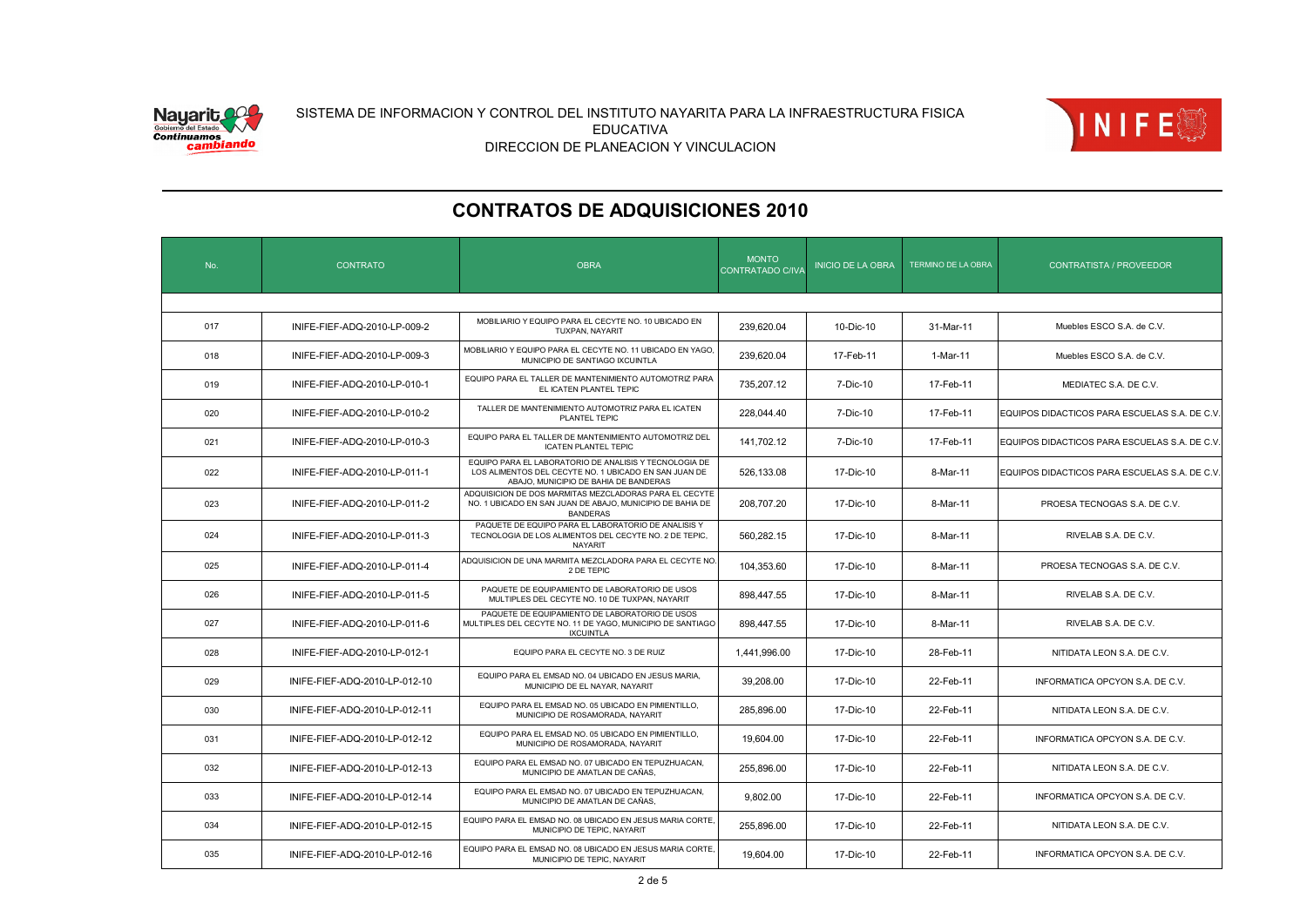SISTEMA DE INFORMACION Y CONTROL DEL INSTITUTO NAYARITA PARA LA INFRAESTRUCTURA FISICA EDUCATIVA
DIRECCION DE PLANEACION Y VINCULACION

# CONTRATOS DE ADQUISICIONES 2010

| No. | CONTRATO | OBRA | MONTO CONTRATADO C/IVA | INICIO DE LA OBRA | TERMINO DE LA OBRA | CONTRATISTA / PROVEEDOR |
|---|---|---|---|---|---|---|
| 017 | INIFE-FIEF-ADQ-2010-LP-009-2 | MOBILIARIO Y EQUIPO PARA EL CECYTE NO. 10 UBICADO EN TUXPAN, NAYARIT | 239,620.04 | 10-Dic-10 | 31-Mar-11 | Muebles ESCO S.A. de C.V. |
| 018 | INIFE-FIEF-ADQ-2010-LP-009-3 | MOBILIARIO Y EQUIPO PARA EL CECYTE NO. 11 UBICADO EN YAGO, MUNICIPIO DE SANTIAGO IXCUINTLA | 239,620.04 | 17-Feb-11 | 1-Mar-11 | Muebles ESCO S.A. de C.V. |
| 019 | INIFE-FIEF-ADQ-2010-LP-010-1 | EQUIPO PARA EL TALLER DE MANTENIMIENTO AUTOMOTRIZ PARA EL ICATEN PLANTEL TEPIC | 735,207.12 | 7-Dic-10 | 17-Feb-11 | MEDIATEC S.A. DE C.V. |
| 020 | INIFE-FIEF-ADQ-2010-LP-010-2 | TALLER DE MANTENIMIENTO AUTOMOTRIZ PARA EL ICATEN PLANTEL TEPIC | 228,044.40 | 7-Dic-10 | 17-Feb-11 | EQUIPOS DIDACTICOS PARA ESCUELAS S.A. DE C.V. |
| 021 | INIFE-FIEF-ADQ-2010-LP-010-3 | EQUIPO PARA EL TALLER DE MANTENIMIENTO AUTOMOTRIZ DEL ICATEN PLANTEL TEPIC | 141,702.12 | 7-Dic-10 | 17-Feb-11 | EQUIPOS DIDACTICOS PARA ESCUELAS S.A. DE C.V. |
| 022 | INIFE-FIEF-ADQ-2010-LP-011-1 | EQUIPO PARA EL LABORATORIO DE ANALISIS Y TECNOLOGIA DE LOS ALIMENTOS DEL CECYTE NO. 1 UBICADO EN SAN JUAN DE ABAJO, MUNICIPIO DE BAHIA DE BANDERAS | 526,133.08 | 17-Dic-10 | 8-Mar-11 | EQUIPOS DIDACTICOS PARA ESCUELAS S.A. DE C.V. |
| 023 | INIFE-FIEF-ADQ-2010-LP-011-2 | ADQUISICION DE DOS MARMITAS MEZCLADORAS PARA EL CECYTE NO. 1 UBICADO EN SAN JUAN DE ABAJO, MUNICIPIO DE BAHIA DE BANDERAS | 208,707.20 | 17-Dic-10 | 8-Mar-11 | PROESA TECNOGAS S.A. DE C.V. |
| 024 | INIFE-FIEF-ADQ-2010-LP-011-3 | PAQUETE DE EQUIPO PARA EL LABORATORIO DE ANALISIS Y TECNOLOGIA DE LOS ALIMENTOS DEL CECYTE NO. 2 DE TEPIC, NAYARIT | 560,282.15 | 17-Dic-10 | 8-Mar-11 | RIVELAB S.A. DE C.V. |
| 025 | INIFE-FIEF-ADQ-2010-LP-011-4 | ADQUISICION DE UNA MARMITA MEZCLADORA PARA EL CECYTE NO. 2 DE TEPIC | 104,353.60 | 17-Dic-10 | 8-Mar-11 | PROESA TECNOGAS S.A. DE C.V. |
| 026 | INIFE-FIEF-ADQ-2010-LP-011-5 | PAQUETE DE EQUIPAMIENTO DE LABORATORIO DE USOS MULTIPLES DEL CECYTE NO. 10 DE TUXPAN, NAYARIT | 898,447.55 | 17-Dic-10 | 8-Mar-11 | RIVELAB S.A. DE C.V. |
| 027 | INIFE-FIEF-ADQ-2010-LP-011-6 | PAQUETE DE EQUIPAMIENTO DE LABORATORIO DE USOS MULTIPLES DEL CECYTE NO. 11 DE YAGO, MUNICIPIO DE SANTIAGO IXCUINTLA | 898,447.55 | 17-Dic-10 | 8-Mar-11 | RIVELAB S.A. DE C.V. |
| 028 | INIFE-FIEF-ADQ-2010-LP-012-1 | EQUIPO PARA EL CECYTE NO. 3 DE RUIZ | 1,441,996.00 | 17-Dic-10 | 28-Feb-11 | NITIDATA LEON S.A. DE C.V. |
| 029 | INIFE-FIEF-ADQ-2010-LP-012-10 | EQUIPO PARA EL EMSAD NO. 04 UBICADO EN JESUS MARIA, MUNICIPIO DE EL NAYAR, NAYARIT | 39,208.00 | 17-Dic-10 | 22-Feb-11 | INFORMATICA OPCYON S.A. DE C.V. |
| 030 | INIFE-FIEF-ADQ-2010-LP-012-11 | EQUIPO PARA EL EMSAD NO. 05 UBICADO EN PIMIENTILLO, MUNICIPIO DE ROSAMORADA, NAYARIT | 285,896.00 | 17-Dic-10 | 22-Feb-11 | NITIDATA LEON S.A. DE C.V. |
| 031 | INIFE-FIEF-ADQ-2010-LP-012-12 | EQUIPO PARA EL EMSAD NO. 05 UBICADO EN PIMIENTILLO, MUNICIPIO DE ROSAMORADA, NAYARIT | 19,604.00 | 17-Dic-10 | 22-Feb-11 | INFORMATICA OPCYON S.A. DE C.V. |
| 032 | INIFE-FIEF-ADQ-2010-LP-012-13 | EQUIPO PARA EL EMSAD NO. 07 UBICADO EN TEPUZHUACAN, MUNICIPIO DE AMATLAN DE CAÑAS, | 255,896.00 | 17-Dic-10 | 22-Feb-11 | NITIDATA LEON S.A. DE C.V. |
| 033 | INIFE-FIEF-ADQ-2010-LP-012-14 | EQUIPO PARA EL EMSAD NO. 07 UBICADO EN TEPUZHUACAN, MUNICIPIO DE AMATLAN DE CAÑAS, | 9,802.00 | 17-Dic-10 | 22-Feb-11 | INFORMATICA OPCYON S.A. DE C.V. |
| 034 | INIFE-FIEF-ADQ-2010-LP-012-15 | EQUIPO PARA EL EMSAD NO. 08 UBICADO EN JESUS MARIA CORTE, MUNICIPIO DE TEPIC, NAYARIT | 255,896.00 | 17-Dic-10 | 22-Feb-11 | NITIDATA LEON S.A. DE C.V. |
| 035 | INIFE-FIEF-ADQ-2010-LP-012-16 | EQUIPO PARA EL EMSAD NO. 08 UBICADO EN JESUS MARIA CORTE, MUNICIPIO DE TEPIC, NAYARIT | 19,604.00 | 17-Dic-10 | 22-Feb-11 | INFORMATICA OPCYON S.A. DE C.V. |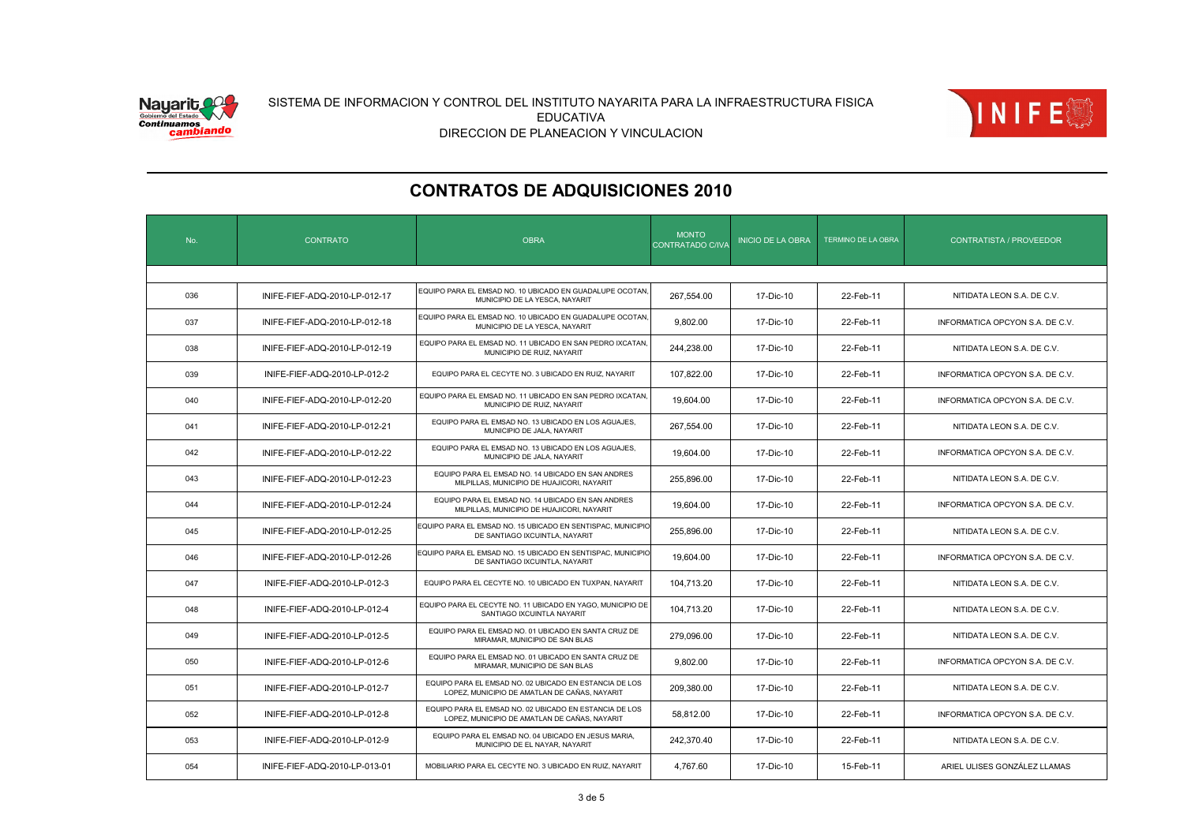SISTEMA DE INFORMACION Y CONTROL DEL INSTITUTO NAYARITA PARA LA INFRAESTRUCTURA FISICA EDUCATIVA
DIRECCION DE PLANEACION Y VINCULACION

## CONTRATOS DE ADQUISICIONES 2010

| No. | CONTRATO | OBRA | MONTO CONTRATADO C/IVA | INICIO DE LA OBRA | TERMINO DE LA OBRA | CONTRATISTA / PROVEEDOR |
|---|---|---|---|---|---|---|
| 036 | INIFE-FIEF-ADQ-2010-LP-012-17 | EQUIPO PARA EL EMSAD NO. 10 UBICADO EN GUADALUPE OCOTAN, MUNICIPIO DE LA YESCA, NAYARIT | 267,554.00 | 17-Dic-10 | 22-Feb-11 | NITIDATA LEON S.A. DE C.V. |
| 037 | INIFE-FIEF-ADQ-2010-LP-012-18 | EQUIPO PARA EL EMSAD NO. 10 UBICADO EN GUADALUPE OCOTAN, MUNICIPIO DE LA YESCA, NAYARIT | 9,802.00 | 17-Dic-10 | 22-Feb-11 | INFORMATICA OPCYON S.A. DE C.V. |
| 038 | INIFE-FIEF-ADQ-2010-LP-012-19 | EQUIPO PARA EL EMSAD NO. 11 UBICADO EN SAN PEDRO IXCATAN, MUNICIPIO DE RUIZ, NAYARIT | 244,238.00 | 17-Dic-10 | 22-Feb-11 | NITIDATA LEON S.A. DE C.V. |
| 039 | INIFE-FIEF-ADQ-2010-LP-012-2 | EQUIPO PARA EL CECYTE NO. 3 UBICADO EN RUIZ, NAYARIT | 107,822.00 | 17-Dic-10 | 22-Feb-11 | INFORMATICA OPCYON S.A. DE C.V. |
| 040 | INIFE-FIEF-ADQ-2010-LP-012-20 | EQUIPO PARA EL EMSAD NO. 11 UBICADO EN SAN PEDRO IXCATAN, MUNICIPIO DE RUIZ, NAYARIT | 19,604.00 | 17-Dic-10 | 22-Feb-11 | INFORMATICA OPCYON S.A. DE C.V. |
| 041 | INIFE-FIEF-ADQ-2010-LP-012-21 | EQUIPO PARA EL EMSAD NO. 13 UBICADO EN LOS AGUAJES, MUNICIPIO DE JALA, NAYARIT | 267,554.00 | 17-Dic-10 | 22-Feb-11 | NITIDATA LEON S.A. DE C.V. |
| 042 | INIFE-FIEF-ADQ-2010-LP-012-22 | EQUIPO PARA EL EMSAD NO. 13 UBICADO EN LOS AGUAJES, MUNICIPIO DE JALA, NAYARIT | 19,604.00 | 17-Dic-10 | 22-Feb-11 | INFORMATICA OPCYON S.A. DE C.V. |
| 043 | INIFE-FIEF-ADQ-2010-LP-012-23 | EQUIPO PARA EL EMSAD NO. 14 UBICADO EN SAN ANDRES MILPILLAS, MUNICIPIO DE HUAJICORI, NAYARIT | 255,896.00 | 17-Dic-10 | 22-Feb-11 | NITIDATA LEON S.A. DE C.V. |
| 044 | INIFE-FIEF-ADQ-2010-LP-012-24 | EQUIPO PARA EL EMSAD NO. 14 UBICADO EN SAN ANDRES MILPILLAS, MUNICIPIO DE HUAJICORI, NAYARIT | 19,604.00 | 17-Dic-10 | 22-Feb-11 | INFORMATICA OPCYON S.A. DE C.V. |
| 045 | INIFE-FIEF-ADQ-2010-LP-012-25 | EQUIPO PARA EL EMSAD NO. 15 UBICADO EN SENTISPAC, MUNICIPIO DE SANTIAGO IXCUINTLA, NAYARIT | 255,896.00 | 17-Dic-10 | 22-Feb-11 | NITIDATA LEON S.A. DE C.V. |
| 046 | INIFE-FIEF-ADQ-2010-LP-012-26 | EQUIPO PARA EL EMSAD NO. 15 UBICADO EN SENTISPAC, MUNICIPIO DE SANTIAGO IXCUINTLA, NAYARIT | 19,604.00 | 17-Dic-10 | 22-Feb-11 | INFORMATICA OPCYON S.A. DE C.V. |
| 047 | INIFE-FIEF-ADQ-2010-LP-012-3 | EQUIPO PARA EL CECYTE NO. 10 UBICADO EN TUXPAN, NAYARIT | 104,713.20 | 17-Dic-10 | 22-Feb-11 | NITIDATA LEON S.A. DE C.V. |
| 048 | INIFE-FIEF-ADQ-2010-LP-012-4 | EQUIPO PARA EL CECYTE NO. 11 UBICADO EN YAGO, MUNICIPIO DE SANTIAGO IXCUINTLA NAYARIT | 104,713.20 | 17-Dic-10 | 22-Feb-11 | NITIDATA LEON S.A. DE C.V. |
| 049 | INIFE-FIEF-ADQ-2010-LP-012-5 | EQUIPO PARA EL EMSAD NO. 01 UBICADO EN SANTA CRUZ DE MIRAMAR, MUNICIPIO DE SAN BLAS | 279,096.00 | 17-Dic-10 | 22-Feb-11 | NITIDATA LEON S.A. DE C.V. |
| 050 | INIFE-FIEF-ADQ-2010-LP-012-6 | EQUIPO PARA EL EMSAD NO. 01 UBICADO EN SANTA CRUZ DE MIRAMAR, MUNICIPIO DE SAN BLAS | 9,802.00 | 17-Dic-10 | 22-Feb-11 | INFORMATICA OPCYON S.A. DE C.V. |
| 051 | INIFE-FIEF-ADQ-2010-LP-012-7 | EQUIPO PARA EL EMSAD NO. 02 UBICADO EN ESTANCIA DE LOS LOPEZ, MUNICIPIO DE AMATLAN DE CAÑAS, NAYARIT | 209,380.00 | 17-Dic-10 | 22-Feb-11 | NITIDATA LEON S.A. DE C.V. |
| 052 | INIFE-FIEF-ADQ-2010-LP-012-8 | EQUIPO PARA EL EMSAD NO. 02 UBICADO EN ESTANCIA DE LOS LOPEZ, MUNICIPIO DE AMATLAN DE CAÑAS, NAYARIT | 58,812.00 | 17-Dic-10 | 22-Feb-11 | INFORMATICA OPCYON S.A. DE C.V. |
| 053 | INIFE-FIEF-ADQ-2010-LP-012-9 | EQUIPO PARA EL EMSAD NO. 04 UBICADO EN JESUS MARIA, MUNICIPIO DE EL NAYAR, NAYARIT | 242,370.40 | 17-Dic-10 | 22-Feb-11 | NITIDATA LEON S.A. DE C.V. |
| 054 | INIFE-FIEF-ADQ-2010-LP-013-01 | MOBILIARIO PARA EL CECYTE NO. 3 UBICADO EN RUIZ, NAYARIT | 4,767.60 | 17-Dic-10 | 15-Feb-11 | ARIEL ULISES GONZÁLEZ LLAMAS |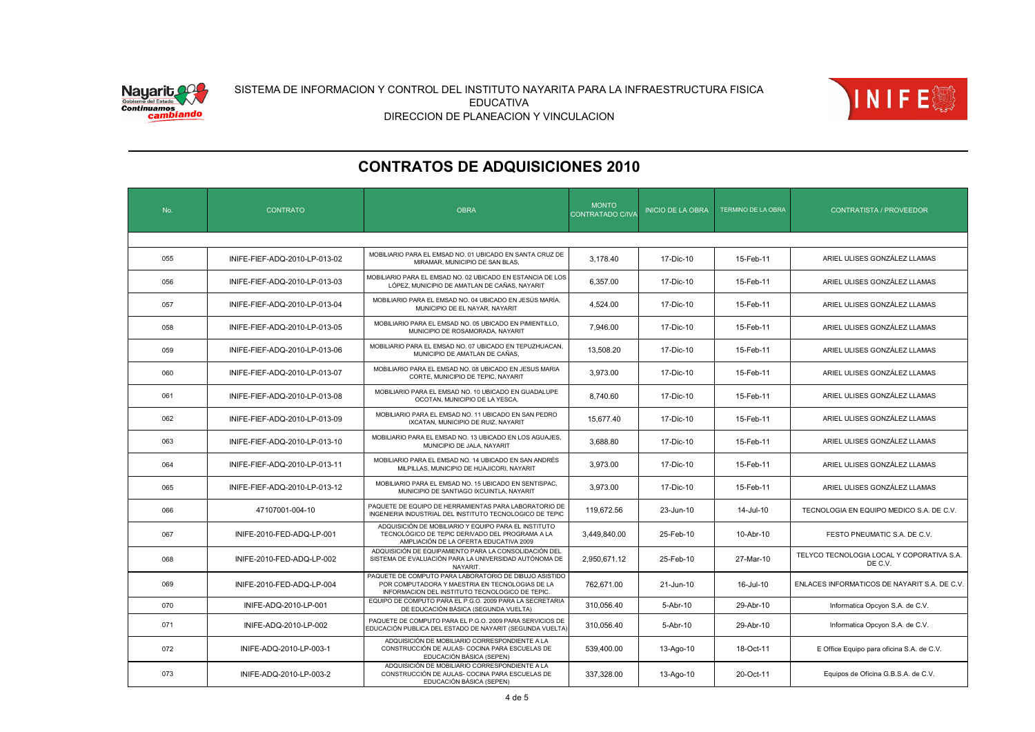SISTEMA DE INFORMACION Y CONTROL DEL INSTITUTO NAYARITA PARA LA INFRAESTRUCTURA FISICA EDUCATIVA
DIRECCION DE PLANEACION Y VINCULACION

# CONTRATOS DE ADQUISICIONES 2010

| No. | CONTRATO | OBRA | MONTO CONTRATADO C/IVA | INICIO DE LA OBRA | TERMINO DE LA OBRA | CONTRATISTA / PROVEEDOR |
|---|---|---|---|---|---|---|
| 055 | INIFE-FIEF-ADQ-2010-LP-013-02 | MOBILIARIO PARA EL EMSAD NO. 01 UBICADO EN SANTA CRUZ DE MIRAMAR, MUNICIPIO DE SAN BLAS, | 3,178.40 | 17-Dic-10 | 15-Feb-11 | ARIEL ULISES GONZÁLEZ LLAMAS |
| 056 | INIFE-FIEF-ADQ-2010-LP-013-03 | MOBILIARIO PARA EL EMSAD NO. 02 UBICADO EN ESTANCIA DE LOS LÓPEZ, MUNICIPIO DE AMATLAN DE CAÑAS, NAYARIT | 6,357.00 | 17-Dic-10 | 15-Feb-11 | ARIEL ULISES GONZÁLEZ LLAMAS |
| 057 | INIFE-FIEF-ADQ-2010-LP-013-04 | MOBILIARIO PARA EL EMSAD NO. 04 UBICADO EN JESÚS MARÍA, MUNICIPIO DE EL NAYAR, NAYARIT | 4,524.00 | 17-Dic-10 | 15-Feb-11 | ARIEL ULISES GONZÁLEZ LLAMAS |
| 058 | INIFE-FIEF-ADQ-2010-LP-013-05 | MOBILIARIO PARA EL EMSAD NO. 05 UBICADO EN PIMIENTILLO, MUNICIPIO DE ROSAMORADA, NAYARIT | 7,946.00 | 17-Dic-10 | 15-Feb-11 | ARIEL ULISES GONZÁLEZ LLAMAS |
| 059 | INIFE-FIEF-ADQ-2010-LP-013-06 | MOBILIARIO PARA EL EMSAD NO. 07 UBICADO EN TEPUZHUACAN, MUNICIPIO DE AMATLAN DE CAÑAS, | 13,508.20 | 17-Dic-10 | 15-Feb-11 | ARIEL ULISES GONZÁLEZ LLAMAS |
| 060 | INIFE-FIEF-ADQ-2010-LP-013-07 | MOBILIARIO PARA EL EMSAD NO. 08 UBICADO EN JESUS MARIA CORTE, MUNICIPIO DE TEPIC, NAYARIT | 3,973.00 | 17-Dic-10 | 15-Feb-11 | ARIEL ULISES GONZÁLEZ LLAMAS |
| 061 | INIFE-FIEF-ADQ-2010-LP-013-08 | MOBILIARIO PARA EL EMSAD NO. 10 UBICADO EN GUADALUPE OCOTAN, MUNICIPIO DE LA YESCA, | 8,740.60 | 17-Dic-10 | 15-Feb-11 | ARIEL ULISES GONZÁLEZ LLAMAS |
| 062 | INIFE-FIEF-ADQ-2010-LP-013-09 | MOBILIARIO PARA EL EMSAD NO. 11 UBICADO EN SAN PEDRO IXCATAN, MUNICIPIO DE RUIZ, NAYARIT | 15,677.40 | 17-Dic-10 | 15-Feb-11 | ARIEL ULISES GONZÁLEZ LLAMAS |
| 063 | INIFE-FIEF-ADQ-2010-LP-013-10 | MOBILIARIO PARA EL EMSAD NO. 13 UBICADO EN LOS AGUAJES, MUNICIPIO DE JALA, NAYARIT | 3,688.80 | 17-Dic-10 | 15-Feb-11 | ARIEL ULISES GONZÁLEZ LLAMAS |
| 064 | INIFE-FIEF-ADQ-2010-LP-013-11 | MOBILIARIO PARA EL EMSAD NO. 14 UBICADO EN SAN ANDRÉS MILPILLAS, MUNICIPIO DE HUAJICORI, NAYARIT | 3,973.00 | 17-Dic-10 | 15-Feb-11 | ARIEL ULISES GONZÁLEZ LLAMAS |
| 065 | INIFE-FIEF-ADQ-2010-LP-013-12 | MOBILIARIO PARA EL EMSAD NO. 15 UBICADO EN SENTISPAC, MUNICIPIO DE SANTIAGO IXCUINTLA, NAYARIT | 3,973.00 | 17-Dic-10 | 15-Feb-11 | ARIEL ULISES GONZÁLEZ LLAMAS |
| 066 | 47107001-004-10 | PAQUETE DE EQUIPO DE HERRAMIENTAS PARA LABORATORIO DE INGENIERIA INDUSTRIAL DEL INSTITUTO TECNOLOGICO DE TEPIC | 119,672.56 | 23-Jun-10 | 14-Jul-10 | TECNOLOGIA EN EQUIPO MEDICO S.A. DE C.V. |
| 067 | INIFE-2010-FED-ADQ-LP-001 | ADQUISICIÓN DE MOBILIARIO Y EQUIPO PARA EL INSTITUTO TECNOLÓGICO DE TEPIC DERIVADO DEL PROGRAMA A LA AMPLIACIÓN DE LA OFERTA EDUCATIVA 2009 | 3,449,840.00 | 25-Feb-10 | 10-Abr-10 | FESTO PNEUMATIC S.A. DE C.V. |
| 068 | INIFE-2010-FED-ADQ-LP-002 | ADQUISICIÓN DE EQUIPAMIENTO PARA LA CONSOLIDACIÓN DEL SISTEMA DE EVALUACIÓN PARA LA UNIVERSIDAD AUTÓNOMA DE NAYARIT. | 2,950,671.12 | 25-Feb-10 | 27-Mar-10 | TELYCO TECNOLOGIA LOCAL Y COPORATIVA S.A. DE C.V. |
| 069 | INIFE-2010-FED-ADQ-LP-004 | PAQUETE DE COMPUTO PARA LABORATORIO DE DIBUJO ASISTIDO POR COMPUTADORA Y MAESTRIA EN TECNOLOGIAS DE LA INFORMACION DEL INSTITUTO TECNOLOGICO DE TEPIC. | 762,671.00 | 21-Jun-10 | 16-Jul-10 | ENLACES INFORMATICOS DE NAYARIT S.A. DE C.V. |
| 070 | INIFE-ADQ-2010-LP-001 | EQUIPO DE COMPUTO PARA EL P.G.O. 2009 PARA LA SECRETARIA DE EDUCACIÓN BÁSICA (SEGUNDA VUELTA) | 310,056.40 | 5-Abr-10 | 29-Abr-10 | Informatica Opcyon S.A. de C.V. |
| 071 | INIFE-ADQ-2010-LP-002 | PAQUETE DE COMPUTO PARA EL P.G.O. 2009 PARA SERVICIOS DE EDUCACIÓN PUBLICA DEL ESTADO DE NAYARIT (SEGUNDA VUELTA) | 310,056.40 | 5-Abr-10 | 29-Abr-10 | Informatica Opcyon S.A. de C.V. |
| 072 | INIFE-ADQ-2010-LP-003-1 | ADQUISICIÓN DE MOBILIARIO CORRESPONDIENTE A LA CONSTRUCCIÓN DE AULAS- COCINA PARA ESCUELAS DE EDUCACIÓN BÁSICA (SEPEN) | 539,400.00 | 13-Ago-10 | 18-Oct-11 | E Office Equipo para oficina S.A. de C.V. |
| 073 | INIFE-ADQ-2010-LP-003-2 | ADQUISICIÓN DE MOBILIARIO CORRESPONDIENTE A LA CONSTRUCCIÓN DE AULAS- COCINA PARA ESCUELAS DE EDUCACIÓN BÁSICA (SEPEN) | 337,328.00 | 13-Ago-10 | 20-Oct-11 | Equipos de Oficina G.B.S.A. de C.V. |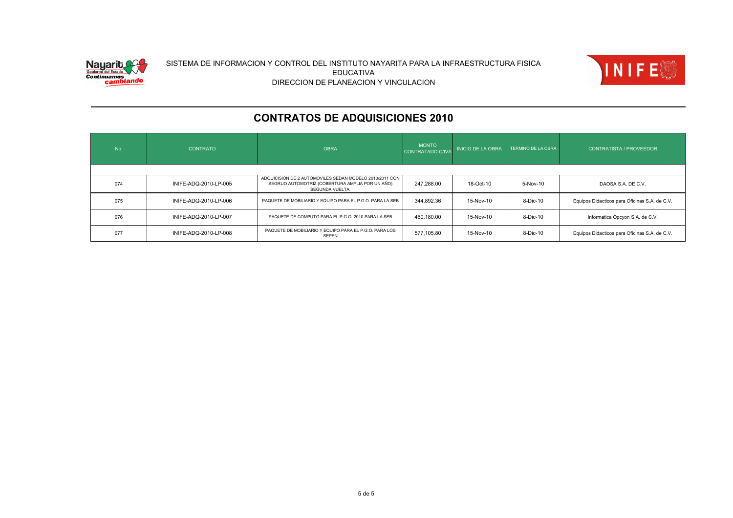SISTEMA DE INFORMACION Y CONTROL DEL INSTITUTO NAYARITA PARA LA INFRAESTRUCTURA FISICA EDUCATIVA
DIRECCION DE PLANEACION Y VINCULACION

# CONTRATOS DE ADQUISICIONES 2010

| No. | CONTRATO | OBRA | MONTO CONTRATADO C/IVA | INICIO DE LA OBRA | TERMINO DE LA OBRA | CONTRATISTA / PROVEEDOR |
|---|---|---|---|---|---|---|
| 074 | INIFE-ADQ-2010-LP-005 | ADQUICISION DE 2 AUTOMOVILES SEDAN MODELO 2010/2011 CON SEGRUO AUTOMOTRIZ (COBERTURA AMPLIA POR UN AÑO) SEGUNDA VUELTA. | 247,288.00 | 18-Oct-10 | 5-Nov-10 | DAOSA S.A. DE C.V. |
| 075 | INIFE-ADQ-2010-LP-006 | PAQUETE DE MOBILIARIO Y EQUIPO PARA EL P.G.O. PARA LA SEB | 344,892.36 | 15-Nov-10 | 8-Dic-10 | Equipos Didacticos para Oficinas S.A. de C.V. |
| 076 | INIFE-ADQ-2010-LP-007 | PAQUETE DE COMPUTO PARA EL P.G.O. 2010 PARA LA SEB | 460,180.00 | 15-Nov-10 | 8-Dic-10 | Informatica Opcyon S.A. de C.V. |
| 077 | INIFE-ADQ-2010-LP-008 | PAQUETE DE MOBILIARIO Y EQUIPO PARA EL P.G.O. PARA LOS SEPEN | 577,105.80 | 15-Nov-10 | 8-Dic-10 | Equipos Didacticos para Oficinas S.A. de C.V. |